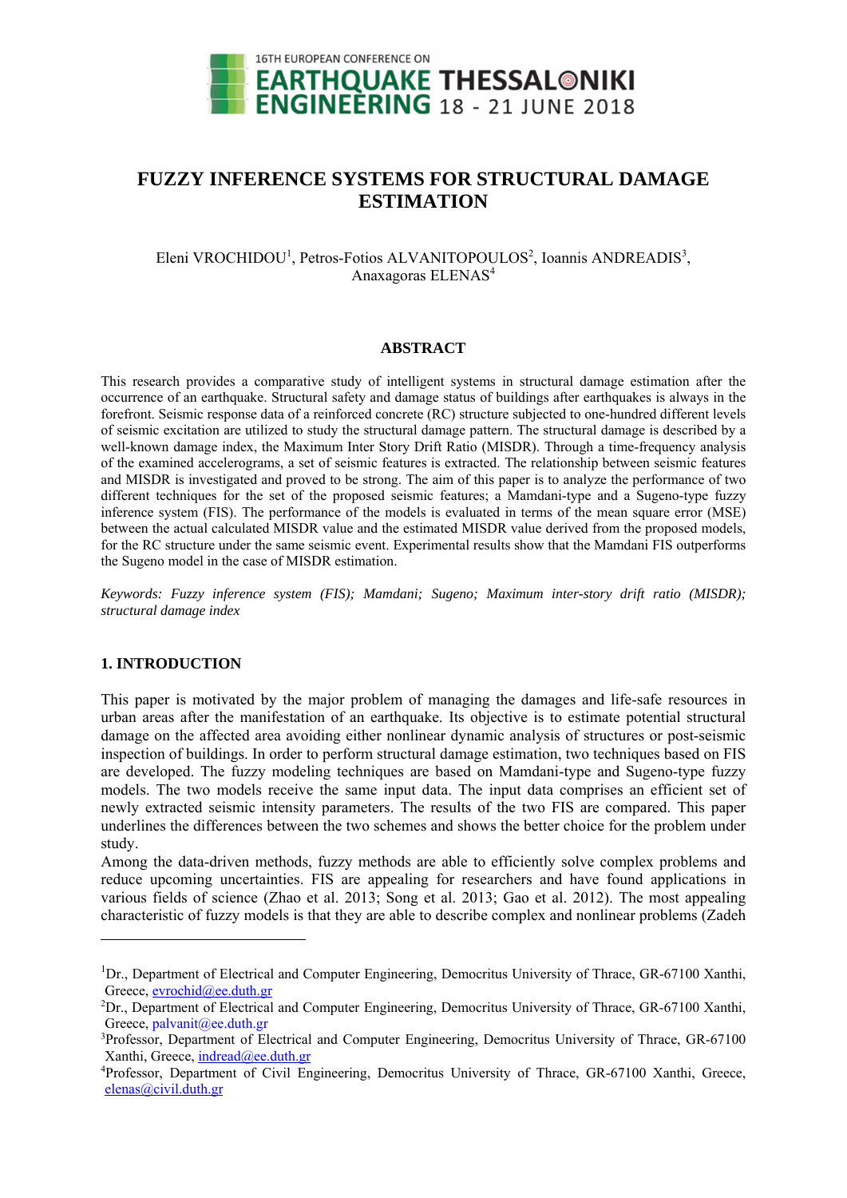# FUZZY INFERENCE SYSTEMS FOR STRUCTURAL DAMAGE ESTIMATION

Eleni VROCHIDOU[1], Petros-Fotios ALVANITOPOULOS[2], Ioannis ANDREADIS[3], Anaxagoras ELENAS[4]

## ABSTRACT

This research provides a comparative study of intelligent systems in structural damage estimation after the occurrence of an earthquake. Structural safety and damage status of buildings after earthquakes is always in the forefront. Seismic response data of a reinforced concrete (RC) structure subjected to one-hundred different levels of seismic excitation are utilized to study the structural damage pattern. The structural damage is described by a well-known damage index, the Maximum Inter Story Drift Ratio (MISDR). Through a time-frequency analysis of the examined accelerograms, a set of seismic features is extracted. The relationship between seismic features and MISDR is investigated and proved to be strong. The aim of this paper is to analyze the performance of two different techniques for the set of the proposed seismic features; a Mamdani-type and a Sugeno-type fuzzy inference system (FIS). The performance of the models is evaluated in terms of the mean square error (MSE) between the actual calculated MISDR value and the estimated MISDR value derived from the proposed models, for the RC structure under the same seismic event. Experimental results show that the Mamdani FIS outperforms the Sugeno model in the case of MISDR estimation.

*Keywords: Fuzzy inference system (FIS); Mamdani; Sugeno; Maximum inter-story drift ratio (MISDR); structural damage index*

## 1. INTRODUCTION

This paper is motivated by the major problem of managing the damages and life-safe resources in urban areas after the manifestation of an earthquake. Its objective is to estimate potential structural damage on the affected area avoiding either nonlinear dynamic analysis of structures or post-seismic inspection of buildings. In order to perform structural damage estimation, two techniques based on FIS are developed. The fuzzy modeling techniques are based on Mamdani-type and Sugeno-type fuzzy models. The two models receive the same input data. The input data comprises an efficient set of newly extracted seismic intensity parameters. The results of the two FIS are compared. This paper underlines the differences between the two schemes and shows the better choice for the problem under study.

Among the data-driven methods, fuzzy methods are able to efficiently solve complex problems and reduce upcoming uncertainties. FIS are appealing for researchers and have found applications in various fields of science (Zhao et al. 2013; Song et al. 2013; Gao et al. 2012). The most appealing characteristic of fuzzy models is that they are able to describe complex and nonlinear problems (Zadeh

---

[1]Dr., Department of Electrical and Computer Engineering, Democritus University of Thrace, GR-67100 Xanthi, Greece, evrochid@ee.duth.gr

[2]Dr., Department of Electrical and Computer Engineering, Democritus University of Thrace, GR-67100 Xanthi, Greece, palvanit@ee.duth.gr

[3]Professor, Department of Electrical and Computer Engineering, Democritus University of Thrace, GR-67100 Xanthi, Greece, indread@ee.duth.gr

[4]Professor, Department of Civil Engineering, Democritus University of Thrace, GR-67100 Xanthi, Greece, elenas@civil.duth.gr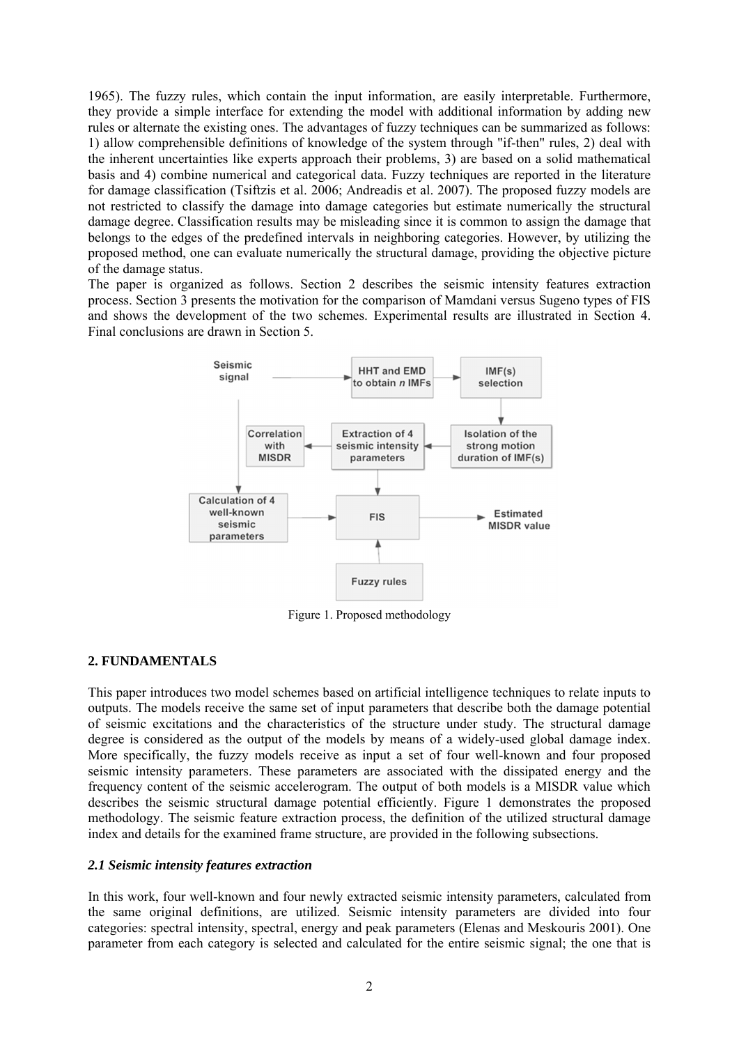1965). The fuzzy rules, which contain the input information, are easily interpretable. Furthermore, they provide a simple interface for extending the model with additional information by adding new rules or alternate the existing ones. The advantages of fuzzy techniques can be summarized as follows: 1) allow comprehensible definitions of knowledge of the system through "if-then" rules, 2) deal with the inherent uncertainties like experts approach their problems, 3) are based on a solid mathematical basis and 4) combine numerical and categorical data. Fuzzy techniques are reported in the literature for damage classification (Tsiftzis et al. 2006; Andreadis et al. 2007). The proposed fuzzy models are not restricted to classify the damage into damage categories but estimate numerically the structural damage degree. Classification results may be misleading since it is common to assign the damage that belongs to the edges of the predefined intervals in neighboring categories. However, by utilizing the proposed method, one can evaluate numerically the structural damage, providing the objective picture of the damage status.

The paper is organized as follows. Section 2 describes the seismic intensity features extraction process. Section 3 presents the motivation for the comparison of Mamdani versus Sugeno types of FIS and shows the development of the two schemes. Experimental results are illustrated in Section 4. Final conclusions are drawn in Section 5.

Figure 1. Proposed methodology

## 2. FUNDAMENTALS

This paper introduces two model schemes based on artificial intelligence techniques to relate inputs to outputs. The models receive the same set of input parameters that describe both the damage potential of seismic excitations and the characteristics of the structure under study. The structural damage degree is considered as the output of the models by means of a widely-used global damage index. More specifically, the fuzzy models receive as input a set of four well-known and four proposed seismic intensity parameters. These parameters are associated with the dissipated energy and the frequency content of the seismic accelerogram. The output of both models is a MISDR value which describes the seismic structural damage potential efficiently. Figure 1 demonstrates the proposed methodology. The seismic feature extraction process, the definition of the utilized structural damage index and details for the examined frame structure, are provided in the following subsections.

### *2.1 Seismic intensity features extraction*

In this work, four well-known and four newly extracted seismic intensity parameters, calculated from the same original definitions, are utilized. Seismic intensity parameters are divided into four categories: spectral intensity, spectral, energy and peak parameters (Elenas and Meskouris 2001). One parameter from each category is selected and calculated for the entire seismic signal; the one that is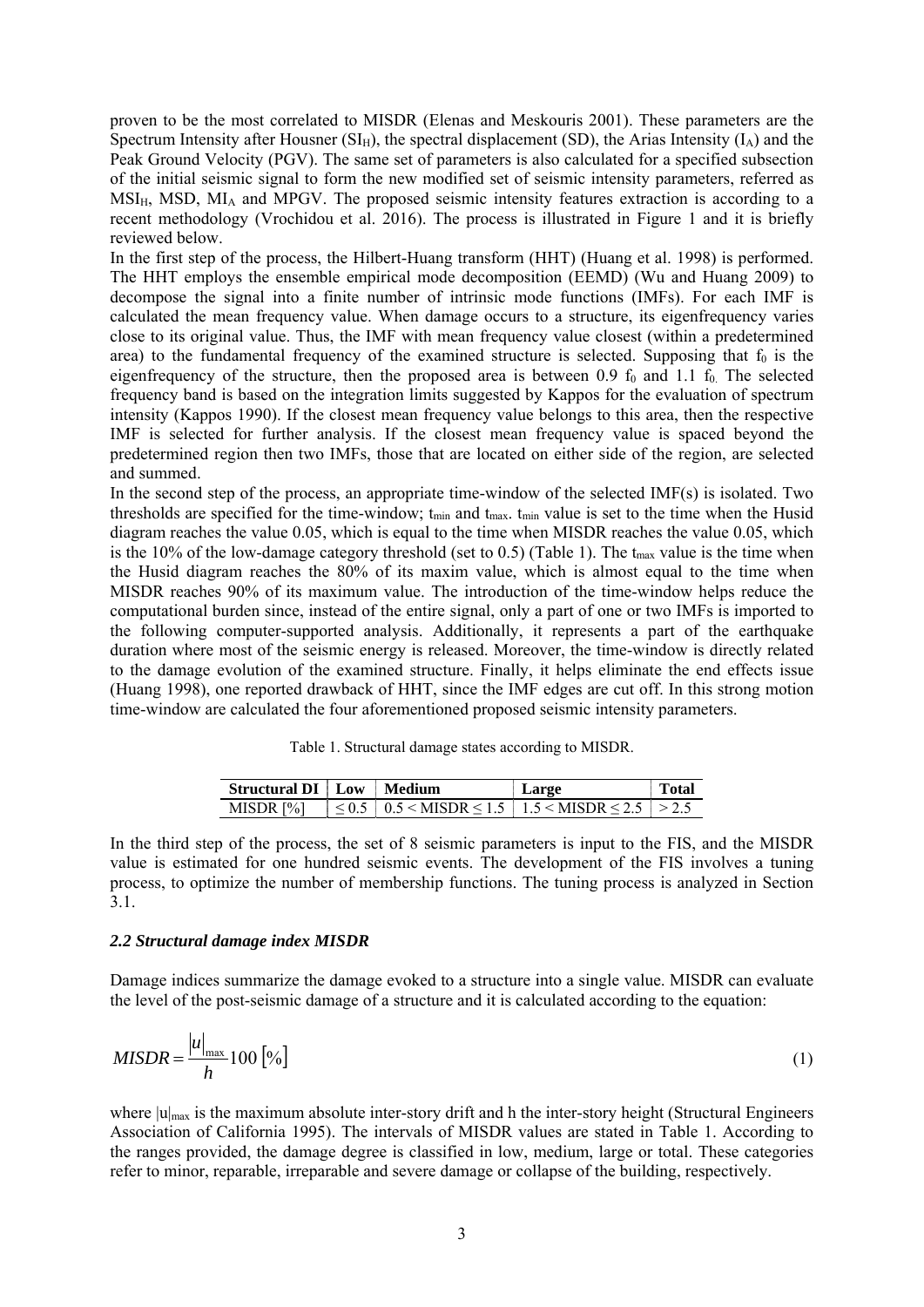proven to be the most correlated to MISDR (Elenas and Meskouris 2001). These parameters are the Spectrum Intensity after Housner ($SI_H$), the spectral displacement (SD), the Arias Intensity ($I_A$) and the Peak Ground Velocity (PGV). The same set of parameters is also calculated for a specified subsection of the initial seismic signal to form the new modified set of seismic intensity parameters, referred as $MSI_H$, MSD, $MI_A$ and MPGV. The proposed seismic intensity features extraction is according to a recent methodology (Vrochidou et al. 2016). The process is illustrated in Figure 1 and it is briefly reviewed below.

In the first step of the process, the Hilbert-Huang transform (HHT) (Huang et al. 1998) is performed. The HHT employs the ensemble empirical mode decomposition (EEMD) (Wu and Huang 2009) to decompose the signal into a finite number of intrinsic mode functions (IMFs). For each IMF is calculated the mean frequency value. When damage occurs to a structure, its eigenfrequency varies close to its original value. Thus, the IMF with mean frequency value closest (within a predetermined area) to the fundamental frequency of the examined structure is selected. Supposing that $f_0$ is the eigenfrequency of the structure, then the proposed area is between 0.9 $f_0$ and 1.1 $f_0$. The selected frequency band is based on the integration limits suggested by Kappos for the evaluation of spectrum intensity (Kappos 1990). If the closest mean frequency value belongs to this area, then the respective IMF is selected for further analysis. If the closest mean frequency value is spaced beyond the predetermined region then two IMFs, those that are located on either side of the region, are selected and summed.

In the second step of the process, an appropriate time-window of the selected IMF(s) is isolated. Two thresholds are specified for the time-window; $t_{min}$ and $t_{max}$. $t_{min}$ value is set to the time when the Husid diagram reaches the value 0.05, which is equal to the time when MISDR reaches the value 0.05, which is the 10% of the low-damage category threshold (set to 0.5) (Table 1). The $t_{max}$ value is the time when the Husid diagram reaches the 80% of its maxim value, which is almost equal to the time when MISDR reaches 90% of its maximum value. The introduction of the time-window helps reduce the computational burden since, instead of the entire signal, only a part of one or two IMFs is imported to the following computer-supported analysis. Additionally, it represents a part of the earthquake duration where most of the seismic energy is released. Moreover, the time-window is directly related to the damage evolution of the examined structure. Finally, it helps eliminate the end effects issue (Huang 1998), one reported drawback of HHT, since the IMF edges are cut off. In this strong motion time-window are calculated the four aforementioned proposed seismic intensity parameters.

Table 1. Structural damage states according to MISDR.

| Structural DI | Low | Medium | Large | Total |
|---|---|---|---|---|
| MISDR [%] | $\leq 0.5$ | $0.5 < \text{MISDR} \leq 1.5$ | $1.5 < \text{MISDR} \leq 2.5$ | $> 2.5$ |

In the third step of the process, the set of 8 seismic parameters is input to the FIS, and the MISDR value is estimated for one hundred seismic events. The development of the FIS involves a tuning process, to optimize the number of membership functions. The tuning process is analyzed in Section 3.1.

### *2.2 Structural damage index MISDR*

Damage indices summarize the damage evoked to a structure into a single value. MISDR can evaluate the level of the post-seismic damage of a structure and it is calculated according to the equation:

$$MISDR = \frac{|u|_{\max}}{h} 100 \,[\%] \tag{1}$$

where $|u|_{max}$ is the maximum absolute inter-story drift and h the inter-story height (Structural Engineers Association of California 1995). The intervals of MISDR values are stated in Table 1. According to the ranges provided, the damage degree is classified in low, medium, large or total. These categories refer to minor, reparable, irreparable and severe damage or collapse of the building, respectively.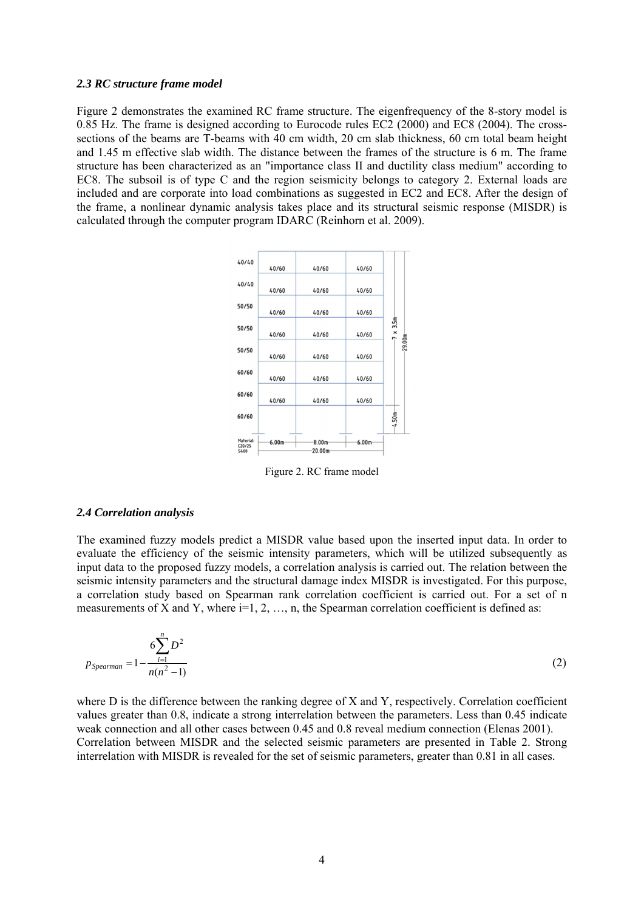### *2.3 RC structure frame model*

Figure 2 demonstrates the examined RC frame structure. The eigenfrequency of the 8-story model is 0.85 Hz. The frame is designed according to Eurocode rules EC2 (2000) and EC8 (2004). The cross-sections of the beams are T-beams with 40 cm width, 20 cm slab thickness, 60 cm total beam height and 1.45 m effective slab width. The distance between the frames of the structure is 6 m. The frame structure has been characterized as an "importance class II and ductility class medium" according to EC8. The subsoil is of type C and the region seismicity belongs to category 2. External loads are included and are corporate into load combinations as suggested in EC2 and EC8. After the design of the frame, a nonlinear dynamic analysis takes place and its structural seismic response (MISDR) is calculated through the computer program IDARC (Reinhorn et al. 2009).

Figure 2. RC frame model

### *2.4 Correlation analysis*

The examined fuzzy models predict a MISDR value based upon the inserted input data. In order to evaluate the efficiency of the seismic intensity parameters, which will be utilized subsequently as input data to the proposed fuzzy models, a correlation analysis is carried out. The relation between the seismic intensity parameters and the structural damage index MISDR is investigated. For this purpose, a correlation study based on Spearman rank correlation coefficient is carried out. For a set of n measurements of X and Y, where i=1, 2, …, n, the Spearman correlation coefficient is defined as:

$$p_{Spearman} = 1 - \frac{6\sum_{i=1}^{n} D^2}{n(n^2-1)} \tag{2}$$

where D is the difference between the ranking degree of X and Y, respectively. Correlation coefficient values greater than 0.8, indicate a strong interrelation between the parameters. Less than 0.45 indicate weak connection and all other cases between 0.45 and 0.8 reveal medium connection (Elenas 2001).
Correlation between MISDR and the selected seismic parameters are presented in Table 2. Strong interrelation with MISDR is revealed for the set of seismic parameters, greater than 0.81 in all cases.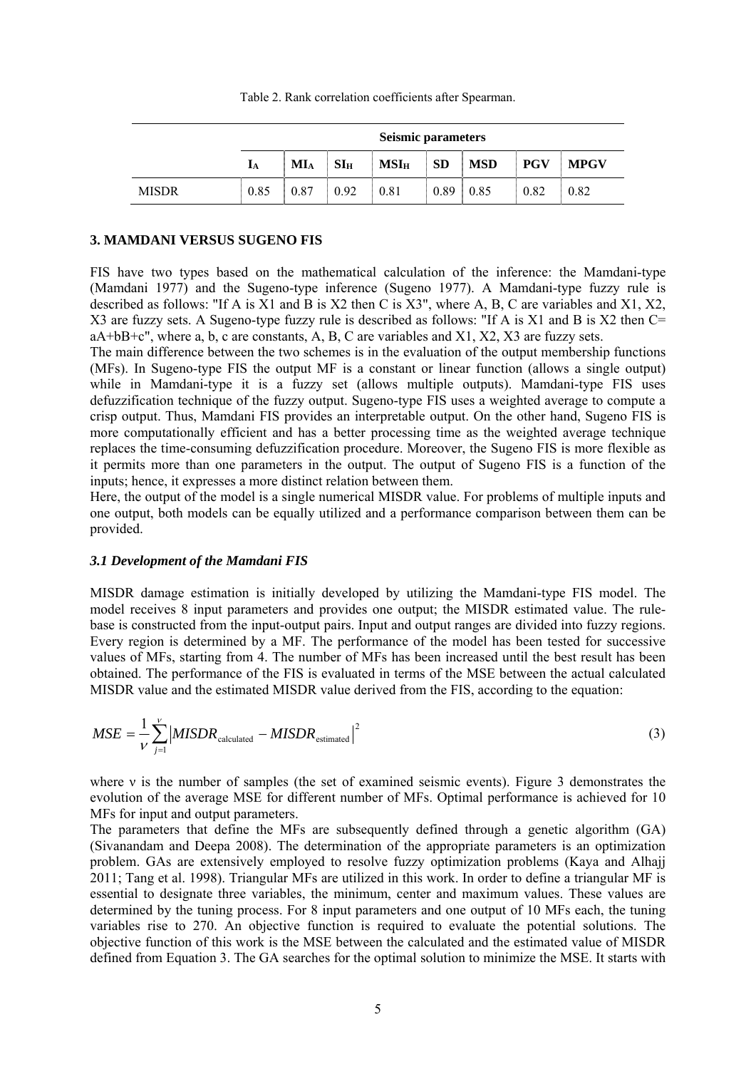Table 2. Rank correlation coefficients after Spearman.

| | Seismic parameters | | | | | | | |
|---|---|---|---|---|---|---|---|---|
| | $I_A$ | $MI_A$ | $SI_H$ | $MSI_H$ | SD | MSD | PGV | MPGV |
| MISDR | 0.85 | 0.87 | 0.92 | 0.81 | 0.89 | 0.85 | 0.82 | 0.82 |

## 3. MAMDANI VERSUS SUGENO FIS

FIS have two types based on the mathematical calculation of the inference: the Mamdani-type (Mamdani 1977) and the Sugeno-type inference (Sugeno 1977). A Mamdani-type fuzzy rule is described as follows: "If A is X1 and B is X2 then C is X3", where A, B, C are variables and X1, X2, X3 are fuzzy sets. A Sugeno-type fuzzy rule is described as follows: "If A is X1 and B is X2 then C= aA+bB+c", where a, b, c are constants, A, B, C are variables and X1, X2, X3 are fuzzy sets.
The main difference between the two schemes is in the evaluation of the output membership functions (MFs). In Sugeno-type FIS the output MF is a constant or linear function (allows a single output) while in Mamdani-type it is a fuzzy set (allows multiple outputs). Mamdani-type FIS uses defuzzification technique of the fuzzy output. Sugeno-type FIS uses a weighted average to compute a crisp output. Thus, Mamdani FIS provides an interpretable output. On the other hand, Sugeno FIS is more computationally efficient and has a better processing time as the weighted average technique replaces the time-consuming defuzzification procedure. Moreover, the Sugeno FIS is more flexible as it permits more than one parameters in the output. The output of Sugeno FIS is a function of the inputs; hence, it expresses a more distinct relation between them.
Here, the output of the model is a single numerical MISDR value. For problems of multiple inputs and one output, both models can be equally utilized and a performance comparison between them can be provided.

### *3.1 Development of the Mamdani FIS*

MISDR damage estimation is initially developed by utilizing the Mamdani-type FIS model. The model receives 8 input parameters and provides one output; the MISDR estimated value. The rule-base is constructed from the input-output pairs. Input and output ranges are divided into fuzzy regions. Every region is determined by a MF. The performance of the model has been tested for successive values of MFs, starting from 4. The number of MFs has been increased until the best result has been obtained. The performance of the FIS is evaluated in terms of the MSE between the actual calculated MISDR value and the estimated MISDR value derived from the FIS, according to the equation:

$$MSE = \frac{1}{\nu}\sum_{j=1}^{\nu}\left|MISDR_{\text{calculated}} - MISDR_{\text{estimated}}\right|^2 \tag{3}$$

where ν is the number of samples (the set of examined seismic events). Figure 3 demonstrates the evolution of the average MSE for different number of MFs. Optimal performance is achieved for 10 MFs for input and output parameters.
The parameters that define the MFs are subsequently defined through a genetic algorithm (GA) (Sivanandam and Deepa 2008). The determination of the appropriate parameters is an optimization problem. GAs are extensively employed to resolve fuzzy optimization problems (Kaya and Alhajj 2011; Tang et al. 1998). Triangular MFs are utilized in this work. In order to define a triangular MF is essential to designate three variables, the minimum, center and maximum values. These values are determined by the tuning process. For 8 input parameters and one output of 10 MFs each, the tuning variables rise to 270. An objective function is required to evaluate the potential solutions. The objective function of this work is the MSE between the calculated and the estimated value of MISDR defined from Equation 3. The GA searches for the optimal solution to minimize the MSE. It starts with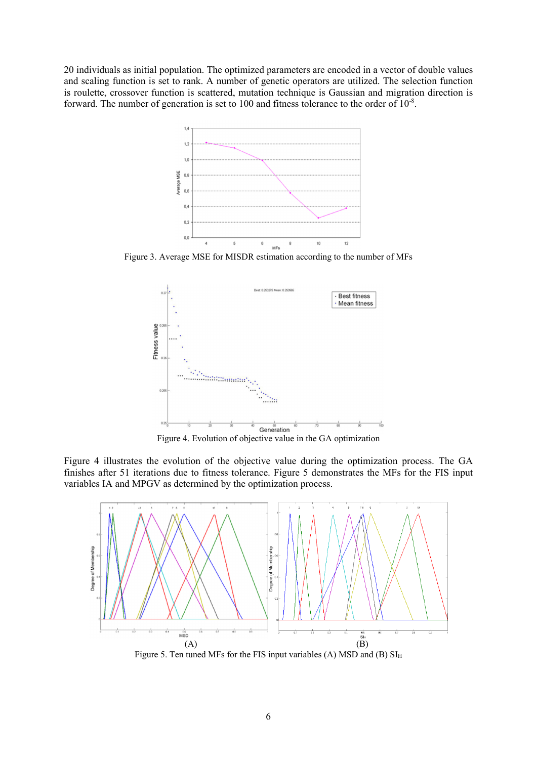20 individuals as initial population. The optimized parameters are encoded in a vector of double values and scaling function is set to rank. A number of genetic operators are utilized. The selection function is roulette, crossover function is scattered, mutation technique is Gaussian and migration direction is forward. The number of generation is set to 100 and fitness tolerance to the order of $10^{-8}$.

Figure 3. Average MSE for MISDR estimation according to the number of MFs

Figure 4. Evolution of objective value in the GA optimization

Figure 4 illustrates the evolution of the objective value during the optimization process. The GA finishes after 51 iterations due to fitness tolerance. Figure 5 demonstrates the MFs for the FIS input variables IA and MPGV as determined by the optimization process.

(A) (B)

Figure 5. Ten tuned MFs for the FIS input variables (A) MSD and (B) $SI_H$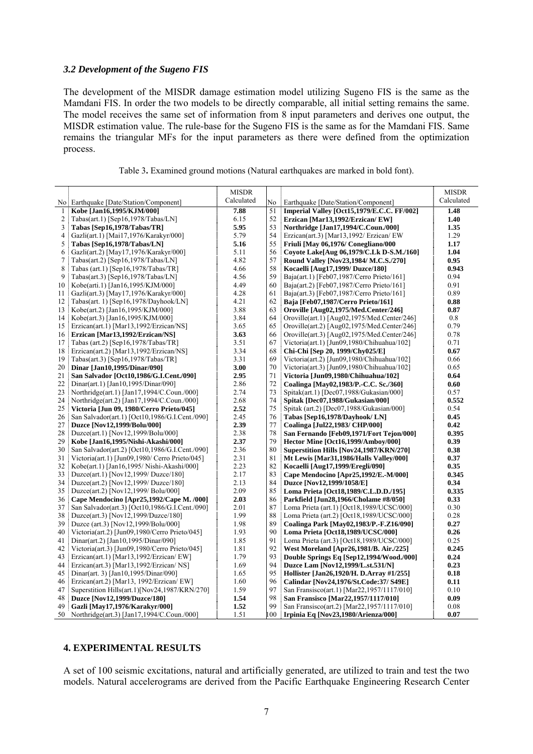### *3.2 Development of the Sugeno FIS*

The development of the MISDR damage estimation model utilizing Sugeno FIS is the same as the Mamdani FIS. In order the two models to be directly comparable, all initial setting remains the same. The model receives the same set of information from 8 input parameters and derives one output, the MISDR estimation value. The rule-base for the Sugeno FIS is the same as for the Mamdani FIS. Same remains the triangular MFs for the input parameters as there were defined from the optimization process.

Table 3**.** Examined ground motions (Natural earthquakes are marked in bold font).

| No | Earthquake [Date/Station/Component] | MISDR Calculated | No | Earthquake [Date/Station/Component] | MISDR Calculated |
|---|---|---|---|---|---|
| 1 | **Kobe [Jan16,1995/KJM/000]** | **7.88** | 51 | **Imperial Valley [Oct15,1979/E.C.C. FF/002]** | **1.48** |
| 2 | Tabas(art.1) [Sep16,1978/Tabas/LN] | 6.15 | 52 | **Erzican [Mar13,1992/Erzican/ EW]** | **1.40** |
| 3 | **Tabas [Sep16,1978/Tabas/TR]** | **5.95** | 53 | **Northridge [Jan17,1994/C.Coun./000]** | **1.35** |
| 4 | Gazli(art.1) [Mai17,1976/Karakyr/000] | 5.79 | 54 | Erzican(art.3) [Mar13,1992/ Erzican/ EW | 1.29 |
| 5 | **Tabas [Sep16,1978/Tabas/LN]** | **5.16** | 55 | **Friuli [May 06,1976/ Conegliano/000** | **1.17** |
| 6 | Gazli(art.2) [May17,1976/Karakyr/000] | 5.11 | 56 | **Coyote Lake[Aug 06,1979/C.Lk D-S.M./160]** | **1.04** |
| 7 | Tabas(art.2) [Sep16,1978/Tabas/LN] | 4.82 | 57 | **Round Valley [Nov23,1984/ M.C.S./270]** | **0.95** |
| 8 | Tabas (art.1) [Sep16,1978/Tabas/TR] | 4.66 | 58 | **Kocaelli [Aug17,1999/ Duzce/180]** | **0.943** |
| 9 | Tabas(art.3) [Sep16,1978/Tabas/LN] | 4.56 | 59 | Baja(art.1) [Feb07,1987/Cerro Prieto/161] | 0.94 |
| 10 | Kobe(arti.1) [Jan16,1995/KJM/000] | 4.49 | 60 | Baja(art.2) [Feb07,1987/Cerro Prieto/161] | 0.91 |
| 11 | Gazli(art.3) [May17,1976/Karakyr/000] | 4.28 | 61 | Baja(art.3) [Feb07,1987/Cerro Prieto/161] | 0.89 |
| 12 | Tabas(art. 1) [Sep16,1978/Dayhook/LN] | 4.21 | 62 | **Baja [Feb07,1987/Cerro Prieto/161]** | **0.88** |
| 13 | Kobe(art.2) [Jan16,1995/KJM/000] | 3.88 | 63 | **Oroville [Aug02,1975/Med.Center/246]** | **0.87** |
| 14 | Kobe(art.3) [Jan16,1995/KJM/000] | 3.84 | 64 | Oroville(art.1) [Aug02,1975/Med.Center/246] | 0.8 |
| 15 | Erzican(art.1) [Mar13,1992/Erzican/NS] | 3.65 | 65 | Oroville(art.2) [Aug02,1975/Med.Center/246] | 0.79 |
| 16 | **Erzican [Mar13,1992/Erzican/NS]** | **3.63** | 66 | Oroville(art.3) [Aug02,1975/Med.Center/246] | 0.78 |
| 17 | Tabas (art.2) [Sep16,1978/Tabas/TR] | 3.51 | 67 | Victoria(art.1) [Jun09,1980/Chihuahua/102] | 0.71 |
| 18 | Erzican(art.2) [Mar13,1992/Erzican/NS] | 3.34 | 68 | **Chi-Chi [Sep 20, 1999/Chy025/E]** | **0.67** |
| 19 | Tabas(art.3) [Sep16,1978/Tabas/TR] | 3.31 | 69 | Victoria(art.2) [Jun09,1980/Chihuahua/102] | 0.66 |
| 20 | **Dinar [Jan10,1995/Dinar/090]** | **3.00** | 70 | Victoria(art.3) [Jun09,1980/Chihuahua/102] | 0.65 |
| 21 | **San Salvador [Oct10,1986/G.I.Cent./090]** | **2.95** | 71 | **Victoria [Jun09,1980/Chihuahua/102]** | **0.64** |
| 22 | Dinar(art.1) [Jan10,1995/Dinar/090] | 2.86 | 72 | **Coalinga [May02,1983/P.-C.C. Sc./360]** | **0.60** |
| 23 | Northridge(art.1) [Jan17,1994/C.Coun./000] | 2.74 | 73 | Spitak(art.1) [Dec07,1988/Gukasian/000] | 0.57 |
| 24 | Northridge(art.2) [Jan17,1994/C.Coun./000] | 2.68 | 74 | **Spitak [Dec07,1988/Gukasian/000]** | **0.552** |
| 25 | **Victoria [Jun 09, 1980/Cerro Prieto/045]** | **2.52** | 75 | Spitak (art.2) [Dec07,1988/Gukasian/000] | 0.54 |
| 26 | San Salvador(art.1) [Oct10,1986/G.I.Cent./090] | 2.45 | 76 | **Tabas [Sep16,1978/Dayhook/ LN]** | **0.45** |
| 27 | **Duzce [Nov12,1999/Bolu/000]** | **2.39** | 77 | **Coalinga [Jul22,1983/ CHP/000]** | **0.42** |
| 28 | Duzce(art.1) [Nov12,1999/Bolu/000] | 2.38 | 78 | **San Fernando [Feb09,1971/Fort Tejon/000]** | **0.395** |
| 29 | **Kobe [Jan16,1995/Nishi-Akashi/000]** | **2.37** | 79 | **Hector Mine [Oct16,1999/Amboy/000]** | **0.39** |
| 30 | San Salvador(art.2) [Oct10,1986/G.I.Cent./090] | 2.36 | 80 | **Superstition Hills [Nov24,1987/KRN/270]** | **0.38** |
| 31 | Victoria(art.1) [Jun09,1980/ Cerro Prieto/045] | 2.31 | 81 | **Mt Lewis [Mar31,1986/Halls Valley/000]** | **0.37** |
| 32 | Kobe(art.1) [Jan16,1995/ Nishi-Akashi/000] | 2.23 | 82 | **Kocaelli [Aug17,1999/Eregli/090]** | **0.35** |
| 33 | Duzce(art.1) [Nov12,1999/ Duzce/180] | 2.17 | 83 | **Cape Mendocino [Apr25,1992/E.-M/000]** | **0.345** |
| 34 | Duzce(art.2) [Nov12,1999/ Duzce/180] | 2.13 | 84 | **Duzce [Nov12,1999/1058/E]** | **0.34** |
| 35 | Duzce(art.2) [Nov12,1999/ Bolu/000] | 2.09 | 85 | **Loma Prieta [Oct18,1989/C.L.D.D./195]** | **0.335** |
| 36 | **Cape Mendocino [Apr25,1992/Cape M. /000]** | **2.03** | 86 | **Parkfield [Jun28,1966/Cholame #8/050]** | **0.33** |
| 37 | San Salvador(art.3) [Oct10,1986/G.I.Cent./090] | 2.01 | 87 | Loma Prieta (art.1) [Oct18,1989/UCSC/000] | 0.30 |
| 38 | Duzce(art.3) [Nov12,1999/Duzce/180] | 1.99 | 88 | Loma Prieta (art.2) [Oct18,1989/UCSC/000] | 0.28 |
| 39 | Duzce (art.3) [Nov12,1999/Bolu/000] | 1.98 | 89 | **Coalinga Park [May02,1983/P.-F.Z16/090]** | **0.27** |
| 40 | Victoria(art.2) [Jun09,1980/Cerro Prieto/045] | 1.93 | 90 | **Loma Prieta [Oct18,1989/UCSC/000]** | **0.26** |
| 41 | Dinar(art.2) [Jan10,1995/Dinar/090] | 1.85 | 91 | Loma Prieta (art.3) [Oct18,1989/UCSC/000] | 0.25 |
| 42 | Victoria(art.3) [Jun09,1980/Cerro Prieto/045] | 1.81 | 92 | **West Moreland [Apr26,1981/B. Air./225]** | **0.245** |
| 43 | Erzican(art.1) [Mar13,1992/Erzican/ EW] | 1.79 | 93 | **Double Springs Eq [Sep12,1994/Wood./000]** | **0.24** |
| 44 | Erzican(art.3) [Mar13,1992/Erzican/ NS] | 1.69 | 94 | **Duzce Lam [Nov12,1999/L.st.531/N]** | **0.23** |
| 45 | Dinar(art. 3) [Jan10,1995/Dinar/090] | 1.65 | 95 | **Hollister [Jan26,1920/H. D.Array #1/255]** | **0.18** |
| 46 | Erzican(art.2) [Mar13, 1992/Erzican/ EW] | 1.60 | 96 | **Calindar [Nov24,1976/St.Code:37/ S49E]** | **0.11** |
| 47 | Superstition Hills(art.1)[Nov24,1987/KRN/270] | 1.59 | 97 | San Fransisco(art.1) [Mar22,1957/1117/010] | 0.10 |
| 48 | **Duzce [Nov12,1999/Duzce/180]** | **1.54** | 98 | **San Fransisco [Mar22,1957/1117/010]** | **0.09** |
| 49 | **Gazli [May17,1976/Karakyr/000]** | **1.52** | 99 | San Fransisco(art.2) [Mar22,1957/1117/010] | 0.08 |
| 50 | Northridge(art.3) [Jan17,1994/C.Coun./000] | 1.51 | 100 | **Irpinia Eq [Nov23,1980/Arienza/000]** | **0.07** |

## 4. EXPERIMENTAL RESULTS

A set of 100 seismic excitations, natural and artificially generated, are utilized to train and test the two models. Natural accelerograms are derived from the Pacific Earthquake Engineering Research Center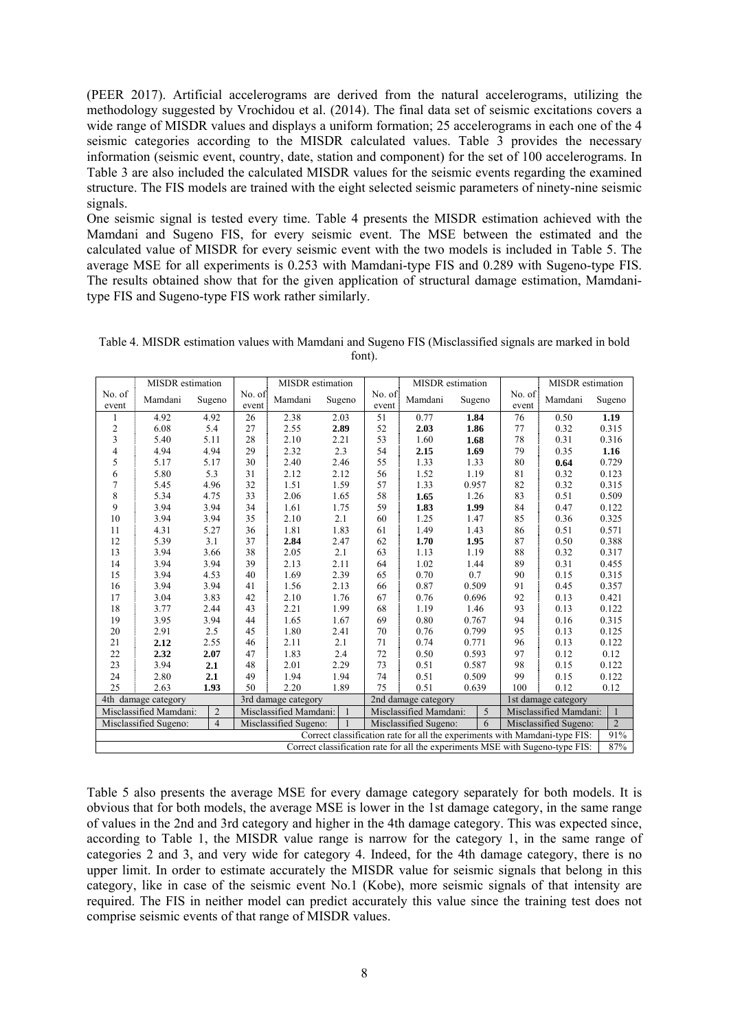(PEER 2017). Artificial accelerograms are derived from the natural accelerograms, utilizing the methodology suggested by Vrochidou et al. (2014). The final data set of seismic excitations covers a wide range of MISDR values and displays a uniform formation; 25 accelerograms in each one of the 4 seismic categories according to the MISDR calculated values. Table 3 provides the necessary information (seismic event, country, date, station and component) for the set of 100 accelerograms. In Table 3 are also included the calculated MISDR values for the seismic events regarding the examined structure. The FIS models are trained with the eight selected seismic parameters of ninety-nine seismic signals.

One seismic signal is tested every time. Table 4 presents the MISDR estimation achieved with the Mamdani and Sugeno FIS, for every seismic event. The MSE between the estimated and the calculated value of MISDR for every seismic event with the two models is included in Table 5. The average MSE for all experiments is 0.253 with Mamdani-type FIS and 0.289 with Sugeno-type FIS. The results obtained show that for the given application of structural damage estimation, Mamdani-type FIS and Sugeno-type FIS work rather similarly.

Table 4. MISDR estimation values with Mamdani and Sugeno FIS (Misclassified signals are marked in bold font).

| No. of event | MISDR estimation | | No. of event | MISDR estimation | | No. of event | MISDR estimation | | No. of event | MISDR estimation | |
|---|---|---|---|---|---|---|---|---|---|---|---|
| | Mamdani | Sugeno | | Mamdani | Sugeno | | Mamdani | Sugeno | | Mamdani | Sugeno |
| 1 | 4.92 | 4.92 | 26 | 2.38 | 2.03 | 51 | 0.77 | **1.84** | 76 | 0.50 | **1.19** |
| 2 | 6.08 | 5.4 | 27 | 2.55 | **2.89** | 52 | **2.03** | **1.86** | 77 | 0.32 | 0.315 |
| 3 | 5.40 | 5.11 | 28 | 2.10 | 2.21 | 53 | 1.60 | **1.68** | 78 | 0.31 | 0.316 |
| 4 | 4.94 | 4.94 | 29 | 2.32 | 2.3 | 54 | **2.15** | **1.69** | 79 | 0.35 | **1.16** |
| 5 | 5.17 | 5.17 | 30 | 2.40 | 2.46 | 55 | 1.33 | 1.33 | 80 | **0.64** | 0.729 |
| 6 | 5.80 | 5.3 | 31 | 2.12 | 2.12 | 56 | 1.52 | 1.19 | 81 | 0.32 | 0.123 |
| 7 | 5.45 | 4.96 | 32 | 1.51 | 1.59 | 57 | 1.33 | 0.957 | 82 | 0.32 | 0.315 |
| 8 | 5.34 | 4.75 | 33 | 2.06 | 1.65 | 58 | **1.65** | 1.26 | 83 | 0.51 | 0.509 |
| 9 | 3.94 | 3.94 | 34 | 1.61 | 1.75 | 59 | **1.83** | **1.99** | 84 | 0.47 | 0.122 |
| 10 | 3.94 | 3.94 | 35 | 2.10 | 2.1 | 60 | 1.25 | 1.47 | 85 | 0.36 | 0.325 |
| 11 | 4.31 | 5.27 | 36 | 1.81 | 1.83 | 61 | 1.49 | 1.43 | 86 | 0.51 | 0.571 |
| 12 | 5.39 | 3.1 | 37 | **2.84** | 2.47 | 62 | **1.70** | **1.95** | 87 | 0.50 | 0.388 |
| 13 | 3.94 | 3.66 | 38 | 2.05 | 2.1 | 63 | 1.13 | 1.19 | 88 | 0.32 | 0.317 |
| 14 | 3.94 | 3.94 | 39 | 2.13 | 2.11 | 64 | 1.02 | 1.44 | 89 | 0.31 | 0.455 |
| 15 | 3.94 | 4.53 | 40 | 1.69 | 2.39 | 65 | 0.70 | 0.7 | 90 | 0.15 | 0.315 |
| 16 | 3.94 | 3.94 | 41 | 1.56 | 2.13 | 66 | 0.87 | 0.509 | 91 | 0.45 | 0.357 |
| 17 | 3.04 | 3.83 | 42 | 2.10 | 1.76 | 67 | 0.76 | 0.696 | 92 | 0.13 | 0.421 |
| 18 | 3.77 | 2.44 | 43 | 2.21 | 1.99 | 68 | 1.19 | 1.46 | 93 | 0.13 | 0.122 |
| 19 | 3.95 | 3.94 | 44 | 1.65 | 1.67 | 69 | 0.80 | 0.767 | 94 | 0.16 | 0.315 |
| 20 | 2.91 | 2.5 | 45 | 1.80 | 2.41 | 70 | 0.76 | 0.799 | 95 | 0.13 | 0.125 |
| 21 | **2.12** | 2.55 | 46 | 2.11 | 2.1 | 71 | 0.74 | 0.771 | 96 | 0.13 | 0.122 |
| 22 | **2.32** | **2.07** | 47 | 1.83 | 2.4 | 72 | 0.50 | 0.593 | 97 | 0.12 | 0.12 |
| 23 | 3.94 | **2.1** | 48 | 2.01 | 2.29 | 73 | 0.51 | 0.587 | 98 | 0.15 | 0.122 |
| 24 | 2.80 | **2.1** | 49 | 1.94 | 1.94 | 74 | 0.51 | 0.509 | 99 | 0.15 | 0.122 |
| 25 | 2.63 | **1.93** | 50 | 2.20 | 1.89 | 75 | 0.51 | 0.639 | 100 | 0.12 | 0.12 |
| 4th damage category | | | 3rd damage category | | | 2nd damage category | | | 1st damage category | | |
| Misclassified Mamdani: | | 2 | Misclassified Mamdani: | | 1 | Misclassified Mamdani: | | 5 | Misclassified Mamdani: | | 1 |
| Misclassified Sugeno: | | 4 | Misclassified Sugeno: | | 1 | Misclassified Sugeno: | | 6 | Misclassified Sugeno: | | 2 |
| Correct classification rate for all the experiments with Mamdani-type FIS: | | | | | | | | | | | 91% |
| Correct classification rate for all the experiments MSE with Sugeno-type FIS: | | | | | | | | | | | 87% |

Table 5 also presents the average MSE for every damage category separately for both models. It is obvious that for both models, the average MSE is lower in the 1st damage category, in the same range of values in the 2nd and 3rd category and higher in the 4th damage category. This was expected since, according to Table 1, the MISDR value range is narrow for the category 1, in the same range of categories 2 and 3, and very wide for category 4. Indeed, for the 4th damage category, there is no upper limit. In order to estimate accurately the MISDR value for seismic signals that belong in this category, like in case of the seismic event No.1 (Kobe), more seismic signals of that intensity are required. The FIS in neither model can predict accurately this value since the training test does not comprise seismic events of that range of MISDR values.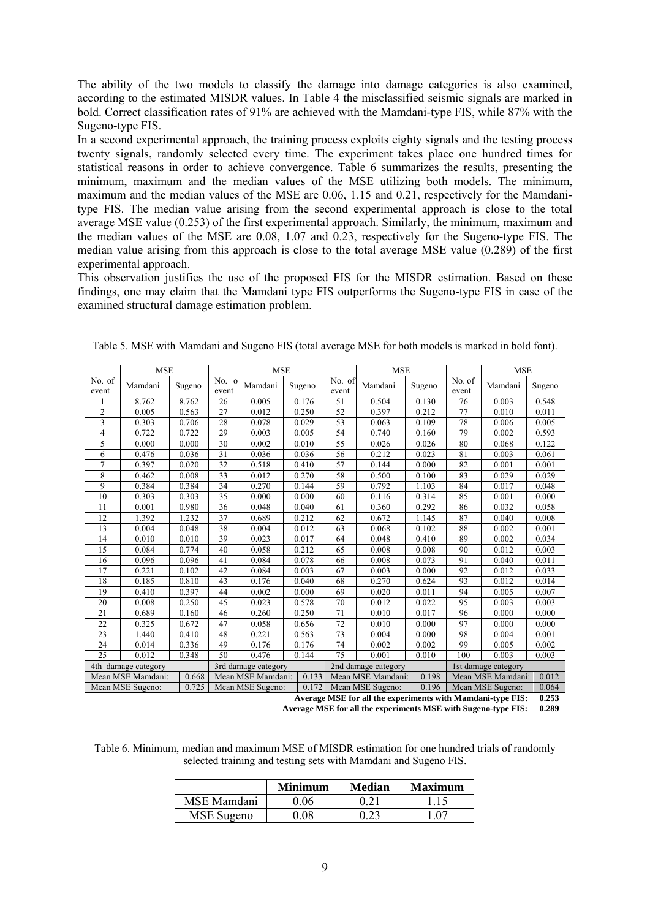The ability of the two models to classify the damage into damage categories is also examined, according to the estimated MISDR values. In Table 4 the misclassified seismic signals are marked in bold. Correct classification rates of 91% are achieved with the Mamdani-type FIS, while 87% with the Sugeno-type FIS.

In a second experimental approach, the training process exploits eighty signals and the testing process twenty signals, randomly selected every time. The experiment takes place one hundred times for statistical reasons in order to achieve convergence. Table 6 summarizes the results, presenting the minimum, maximum and the median values of the MSE utilizing both models. The minimum, maximum and the median values of the MSE are 0.06, 1.15 and 0.21, respectively for the Mamdani-type FIS. The median value arising from the second experimental approach is close to the total average MSE value (0.253) of the first experimental approach. Similarly, the minimum, maximum and the median values of the MSE are 0.08, 1.07 and 0.23, respectively for the Sugeno-type FIS. The median value arising from this approach is close to the total average MSE value (0.289) of the first experimental approach.

This observation justifies the use of the proposed FIS for the MISDR estimation. Based on these findings, one may claim that the Mamdani type FIS outperforms the Sugeno-type FIS in case of the examined structural damage estimation problem.

Table 5. MSE with Mamdani and Sugeno FIS (total average MSE for both models is marked in bold font).

| | MSE | | | MSE | | | MSE | | | MSE | |
|---|---|---|---|---|---|---|---|---|---|---|---|
| No. of event | Mamdani | Sugeno | No. of event | Mamdani | Sugeno | No. of event | Mamdani | Sugeno | No. of event | Mamdani | Sugeno |
| 1 | 8.762 | 8.762 | 26 | 0.005 | 0.176 | 51 | 0.504 | 0.130 | 76 | 0.003 | 0.548 |
| 2 | 0.005 | 0.563 | 27 | 0.012 | 0.250 | 52 | 0.397 | 0.212 | 77 | 0.010 | 0.011 |
| 3 | 0.303 | 0.706 | 28 | 0.078 | 0.029 | 53 | 0.063 | 0.109 | 78 | 0.006 | 0.005 |
| 4 | 0.722 | 0.722 | 29 | 0.003 | 0.005 | 54 | 0.740 | 0.160 | 79 | 0.002 | 0.593 |
| 5 | 0.000 | 0.000 | 30 | 0.002 | 0.010 | 55 | 0.026 | 0.026 | 80 | 0.068 | 0.122 |
| 6 | 0.476 | 0.036 | 31 | 0.036 | 0.036 | 56 | 0.212 | 0.023 | 81 | 0.003 | 0.061 |
| 7 | 0.397 | 0.020 | 32 | 0.518 | 0.410 | 57 | 0.144 | 0.000 | 82 | 0.001 | 0.001 |
| 8 | 0.462 | 0.008 | 33 | 0.012 | 0.270 | 58 | 0.500 | 0.100 | 83 | 0.029 | 0.029 |
| 9 | 0.384 | 0.384 | 34 | 0.270 | 0.144 | 59 | 0.792 | 1.103 | 84 | 0.017 | 0.048 |
| 10 | 0.303 | 0.303 | 35 | 0.000 | 0.000 | 60 | 0.116 | 0.314 | 85 | 0.001 | 0.000 |
| 11 | 0.001 | 0.980 | 36 | 0.048 | 0.040 | 61 | 0.360 | 0.292 | 86 | 0.032 | 0.058 |
| 12 | 1.392 | 1.232 | 37 | 0.689 | 0.212 | 62 | 0.672 | 1.145 | 87 | 0.040 | 0.008 |
| 13 | 0.004 | 0.048 | 38 | 0.004 | 0.012 | 63 | 0.068 | 0.102 | 88 | 0.002 | 0.001 |
| 14 | 0.010 | 0.010 | 39 | 0.023 | 0.017 | 64 | 0.048 | 0.410 | 89 | 0.002 | 0.034 |
| 15 | 0.084 | 0.774 | 40 | 0.058 | 0.212 | 65 | 0.008 | 0.008 | 90 | 0.012 | 0.003 |
| 16 | 0.096 | 0.096 | 41 | 0.084 | 0.078 | 66 | 0.008 | 0.073 | 91 | 0.040 | 0.011 |
| 17 | 0.221 | 0.102 | 42 | 0.084 | 0.003 | 67 | 0.003 | 0.000 | 92 | 0.012 | 0.033 |
| 18 | 0.185 | 0.810 | 43 | 0.176 | 0.040 | 68 | 0.270 | 0.624 | 93 | 0.012 | 0.014 |
| 19 | 0.410 | 0.397 | 44 | 0.002 | 0.000 | 69 | 0.020 | 0.011 | 94 | 0.005 | 0.007 |
| 20 | 0.008 | 0.250 | 45 | 0.023 | 0.578 | 70 | 0.012 | 0.022 | 95 | 0.003 | 0.003 |
| 21 | 0.689 | 0.160 | 46 | 0.260 | 0.250 | 71 | 0.010 | 0.017 | 96 | 0.000 | 0.000 |
| 22 | 0.325 | 0.672 | 47 | 0.058 | 0.656 | 72 | 0.010 | 0.000 | 97 | 0.000 | 0.000 |
| 23 | 1.440 | 0.410 | 48 | 0.221 | 0.563 | 73 | 0.004 | 0.000 | 98 | 0.004 | 0.001 |
| 24 | 0.014 | 0.336 | 49 | 0.176 | 0.176 | 74 | 0.002 | 0.002 | 99 | 0.005 | 0.002 |
| 25 | 0.012 | 0.348 | 50 | 0.476 | 0.144 | 75 | 0.001 | 0.010 | 100 | 0.003 | 0.003 |
| 4th damage category | | | 3rd damage category | | | 2nd damage category | | | 1st damage category | | |
| Mean MSE Mamdani: | | 0.668 | Mean MSE Mamdani: | | 0.133 | Mean MSE Mamdani: | | 0.198 | Mean MSE Mamdani: | | 0.012 |
| Mean MSE Sugeno: | | 0.725 | Mean MSE Sugeno: | | 0.172 | Mean MSE Sugeno: | | 0.196 | Mean MSE Sugeno: | | 0.064 |
| **Average MSE for all the experiments with Mamdani-type FIS:** | | | | | | | | | | | **0.253** |
| **Average MSE for all the experiments MSE with Sugeno-type FIS:** | | | | | | | | | | | **0.289** |

Table 6. Minimum, median and maximum MSE of MISDR estimation for one hundred trials of randomly selected training and testing sets with Mamdani and Sugeno FIS.

| | **Minimum** | **Median** | **Maximum** |
|---|---|---|---|
| MSE Mamdani | 0.06 | 0.21 | 1.15 |
| MSE Sugeno | 0.08 | 0.23 | 1.07 |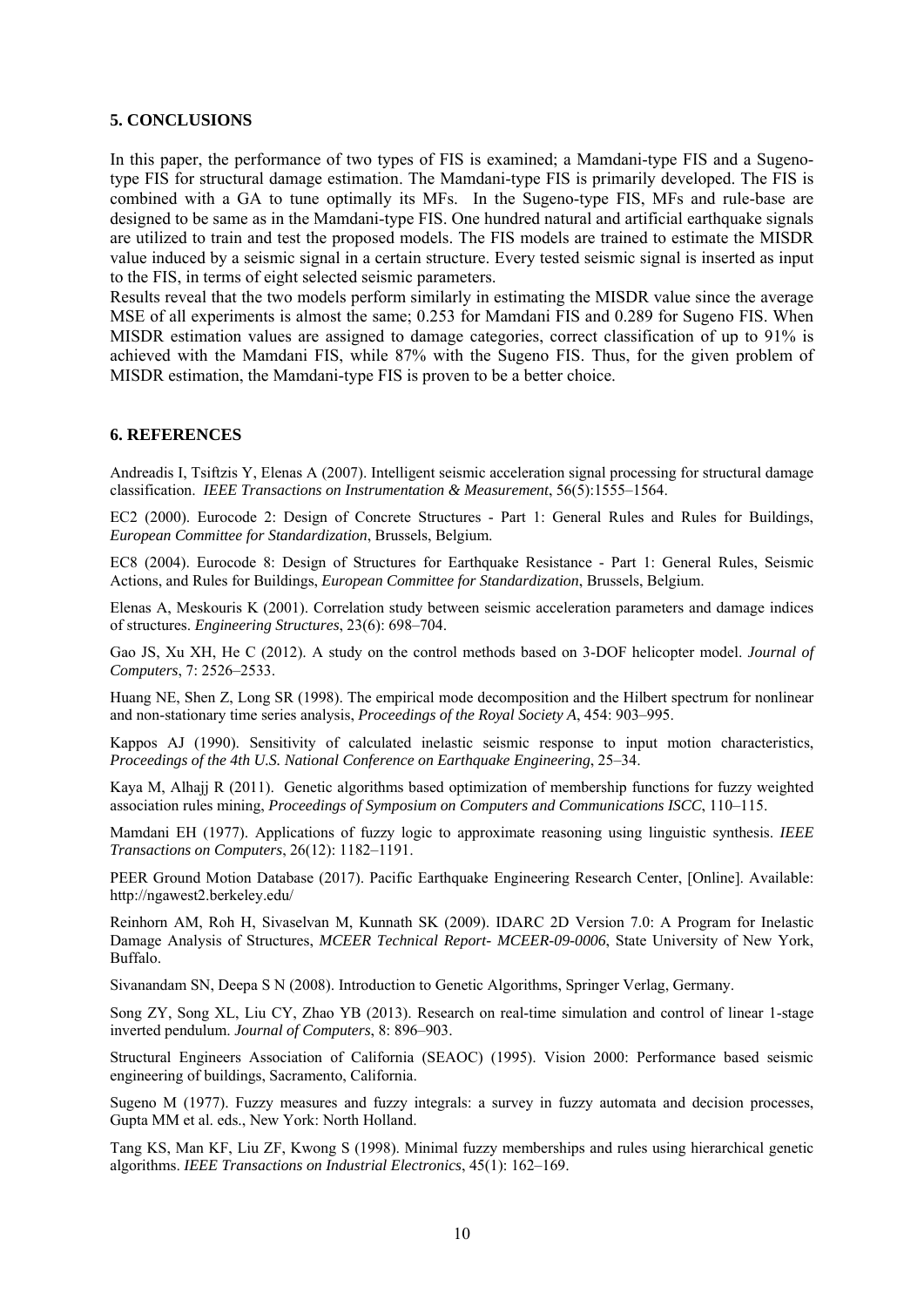## 5. CONCLUSIONS

In this paper, the performance of two types of FIS is examined; a Mamdani-type FIS and a Sugeno-type FIS for structural damage estimation. The Mamdani-type FIS is primarily developed. The FIS is combined with a GA to tune optimally its MFs. In the Sugeno-type FIS, MFs and rule-base are designed to be same as in the Mamdani-type FIS. One hundred natural and artificial earthquake signals are utilized to train and test the proposed models. The FIS models are trained to estimate the MISDR value induced by a seismic signal in a certain structure. Every tested seismic signal is inserted as input to the FIS, in terms of eight selected seismic parameters.

Results reveal that the two models perform similarly in estimating the MISDR value since the average MSE of all experiments is almost the same; 0.253 for Mamdani FIS and 0.289 for Sugeno FIS. When MISDR estimation values are assigned to damage categories, correct classification of up to 91% is achieved with the Mamdani FIS, while 87% with the Sugeno FIS. Thus, for the given problem of MISDR estimation, the Mamdani-type FIS is proven to be a better choice.

## 6. REFERENCES

Andreadis I, Tsiftzis Y, Elenas A (2007). Intelligent seismic acceleration signal processing for structural damage classification. *IEEE Transactions on Instrumentation & Measurement*, 56(5):1555–1564.

EC2 (2000). Eurocode 2: Design of Concrete Structures - Part 1: General Rules and Rules for Buildings, *European Committee for Standardization*, Brussels, Belgium.

EC8 (2004). Eurocode 8: Design of Structures for Earthquake Resistance - Part 1: General Rules, Seismic Actions, and Rules for Buildings, *European Committee for Standardization*, Brussels, Belgium.

Elenas A, Meskouris K (2001). Correlation study between seismic acceleration parameters and damage indices of structures. *Engineering Structures*, 23(6): 698–704.

Gao JS, Xu XH, He C (2012). A study on the control methods based on 3-DOF helicopter model. *Journal of Computers*, 7: 2526–2533.

Huang NE, Shen Z, Long SR (1998). The empirical mode decomposition and the Hilbert spectrum for nonlinear and non-stationary time series analysis, *Proceedings of the Royal Society A*, 454: 903–995.

Kappos AJ (1990). Sensitivity of calculated inelastic seismic response to input motion characteristics, *Proceedings of the 4th U.S. National Conference on Earthquake Engineering*, 25–34.

Kaya M, Alhajj R (2011). Genetic algorithms based optimization of membership functions for fuzzy weighted association rules mining, *Proceedings of Symposium on Computers and Communications ISCC*, 110–115.

Mamdani EH (1977). Applications of fuzzy logic to approximate reasoning using linguistic synthesis. *IEEE Transactions on Computers*, 26(12): 1182–1191.

PEER Ground Motion Database (2017). Pacific Earthquake Engineering Research Center, [Online]. Available: http://ngawest2.berkeley.edu/

Reinhorn AM, Roh H, Sivaselvan M, Kunnath SK (2009). IDARC 2D Version 7.0: A Program for Inelastic Damage Analysis of Structures, *MCEER Technical Report- MCEER-09-0006*, State University of New York, Buffalo.

Sivanandam SN, Deepa S N (2008). Introduction to Genetic Algorithms, Springer Verlag, Germany.

Song ZY, Song XL, Liu CY, Zhao YB (2013). Research on real-time simulation and control of linear 1-stage inverted pendulum. *Journal of Computers*, 8: 896–903.

Structural Engineers Association of California (SEAOC) (1995). Vision 2000: Performance based seismic engineering of buildings, Sacramento, California.

Sugeno M (1977). Fuzzy measures and fuzzy integrals: a survey in fuzzy automata and decision processes, Gupta MM et al. eds., New York: North Holland.

Tang KS, Man KF, Liu ZF, Kwong S (1998). Minimal fuzzy memberships and rules using hierarchical genetic algorithms. *IEEE Transactions on Industrial Electronics*, 45(1): 162–169.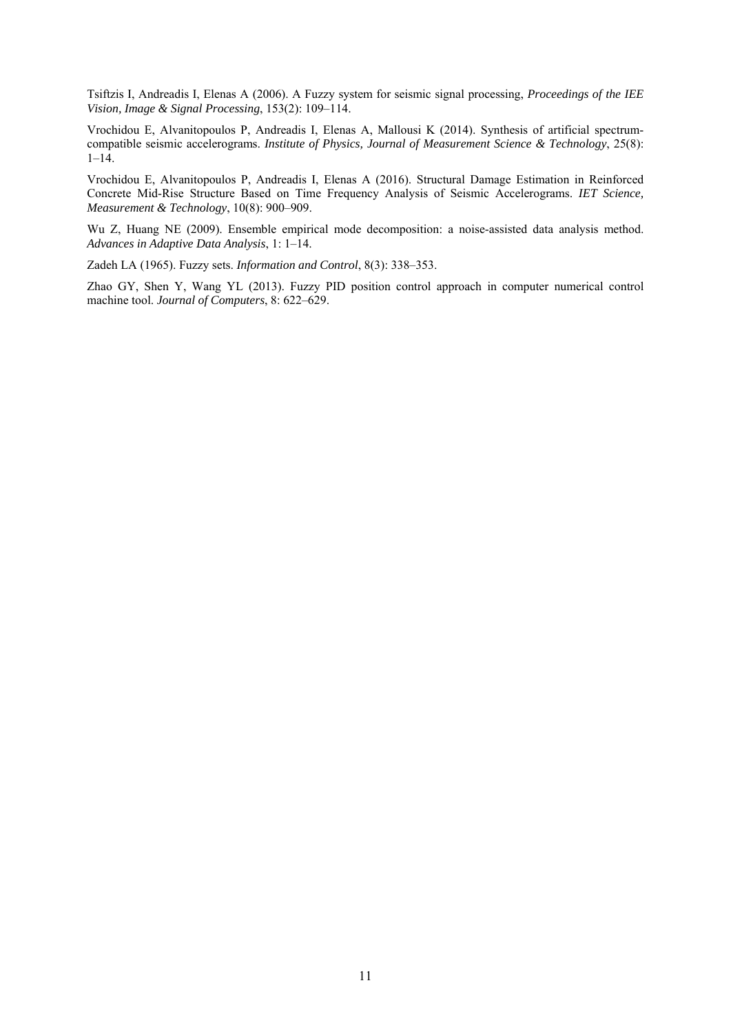Tsiftzis I, Andreadis I, Elenas A (2006). A Fuzzy system for seismic signal processing, *Proceedings of the IEE Vision, Image & Signal Processing*, 153(2): 109–114.

Vrochidou E, Alvanitopoulos P, Andreadis I, Elenas A, Mallousi K (2014). Synthesis of artificial spectrum-compatible seismic accelerograms. *Institute of Physics, Journal of Measurement Science & Technology*, 25(8): 1–14.

Vrochidou E, Alvanitopoulos P, Andreadis I, Elenas A (2016). Structural Damage Estimation in Reinforced Concrete Mid-Rise Structure Based on Time Frequency Analysis of Seismic Accelerograms. *IET Science, Measurement & Technology*, 10(8): 900–909.

Wu Z, Huang NE (2009). Ensemble empirical mode decomposition: a noise-assisted data analysis method. *Advances in Adaptive Data Analysis*, 1: 1–14.

Zadeh LA (1965). Fuzzy sets. *Information and Control*, 8(3): 338–353.

Zhao GY, Shen Y, Wang YL (2013). Fuzzy PID position control approach in computer numerical control machine tool. *Journal of Computers*, 8: 622–629.